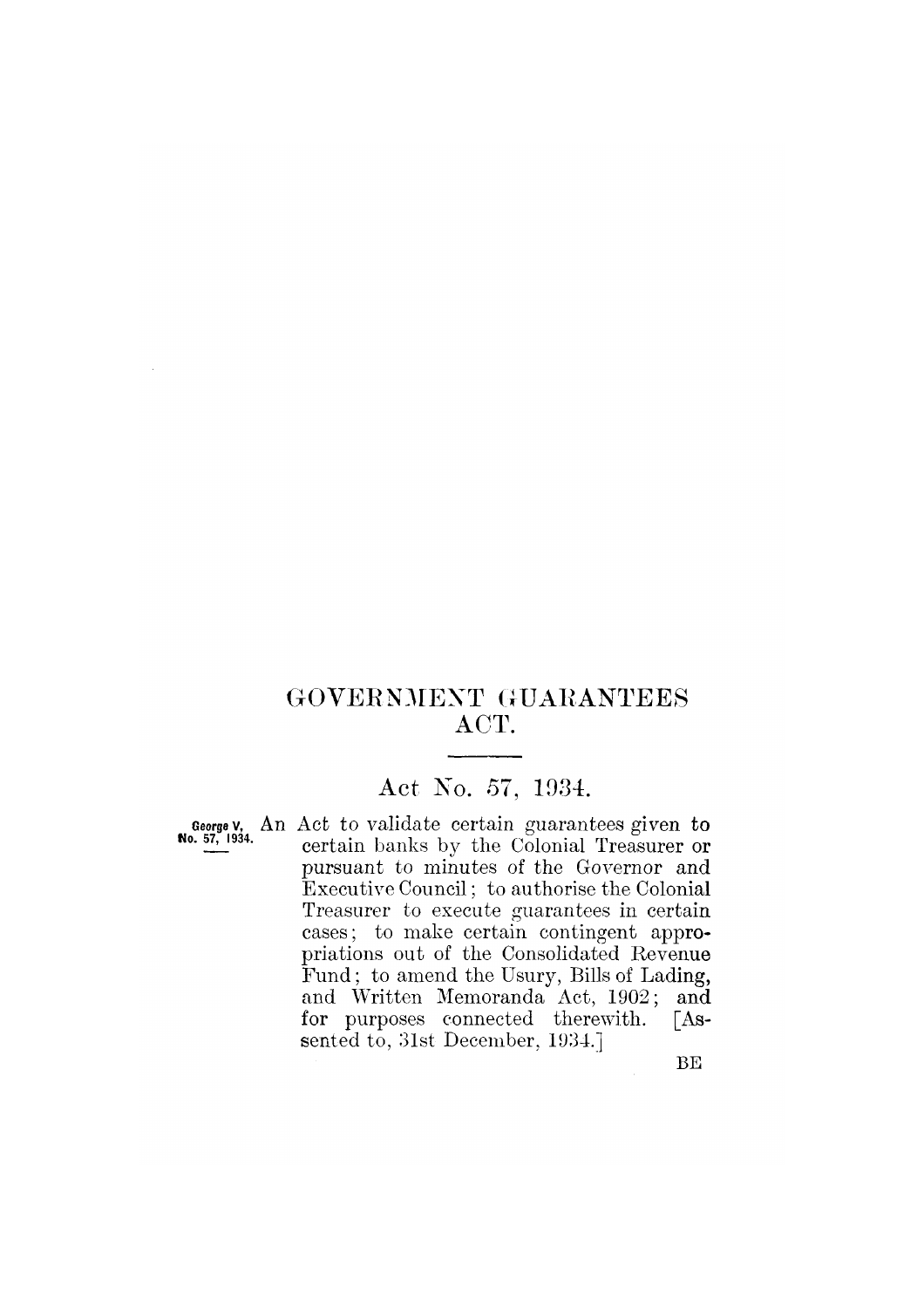# GOVERNMENT GUARANTEES ACT.

## Act No. 57, 1934.

George V, No. 57, 1934.

An Act to validate certain guarantees given to certain banks by the Colonial Treasurer or pursuant to minutes of the Governor and Executive Council; to authorise the Colonial Treasurer to execute guarantees in certain cases; to make certain contingent appropriations out of the Consolidated Revenue Fund; to amend the Usury, Bills of Lading, and Written Memoranda Act, 1902; and for purposes connected therewith. [Assented to, 31st December, 1934.]

BE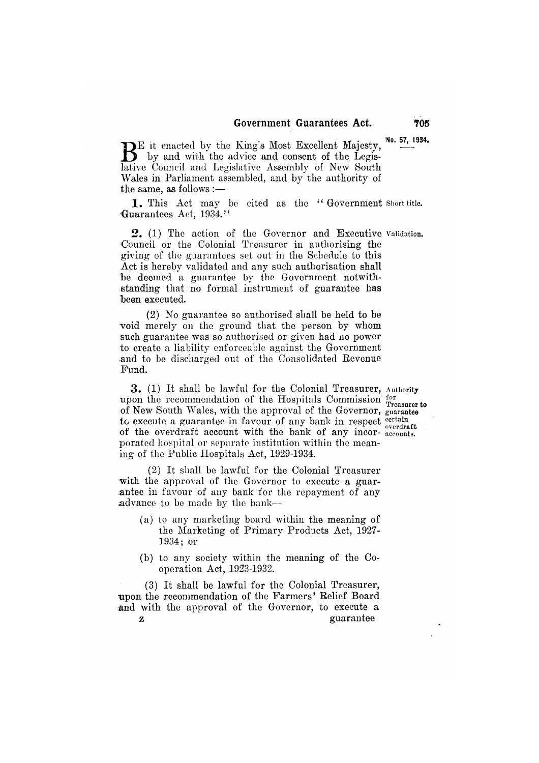No. 57, 1934.

BE it enacted by the King's Most Excellent Majesty, by and with the advice and consent of the Legislative Council and Legislative Assembly of New South Wales in Parliament assembled, and by the authority of the same, as follows:—

**1.** This Act may be cited as the "Government Guarantees Act, 1934." *Short title.*

**2.** (1) The action of the Governor and Executive Council or the Colonial Treasurer in authorising the giving of the guarantees set out in the Schedule to this Act is hereby validated and any such authorisation shall be deemed a guarantee by the Government notwithstanding that no formal instrument of guarantee has been executed. *Validation.*

(2) No guarantee so authorised shall be held to be void merely on the ground that the person by whom such guarantee was so authorised or given had no power to create a liability enforceable against the Government and to be discharged out of the Consolidated Revenue Fund.

**3.** (1) It shall be lawful for the Colonial Treasurer, upon the recommendation of the Hospitals Commission of New South Wales, with the approval of the Governor, to execute a guarantee in favour of any bank in respect of the overdraft account with the bank of any incorporated hospital or separate institution within the meaning of the Public Hospitals Act, 1929-1934. *Authority for Treasurer to guarantee certain overdraft accounts.*

(2) It shall be lawful for the Colonial Treasurer with the approval of the Governor to execute a guarantee in favour of any bank for the repayment of any advance to be made by the bank—

(a) to any marketing board within the meaning of the Marketing of Primary Products Act, 1927-1934; or

(b) to any society within the meaning of the Co-operation Act, 1923-1932.

(3) It shall be lawful for the Colonial Treasurer, upon the recommendation of the Farmers' Relief Board and with the approval of the Governor, to execute a guarantee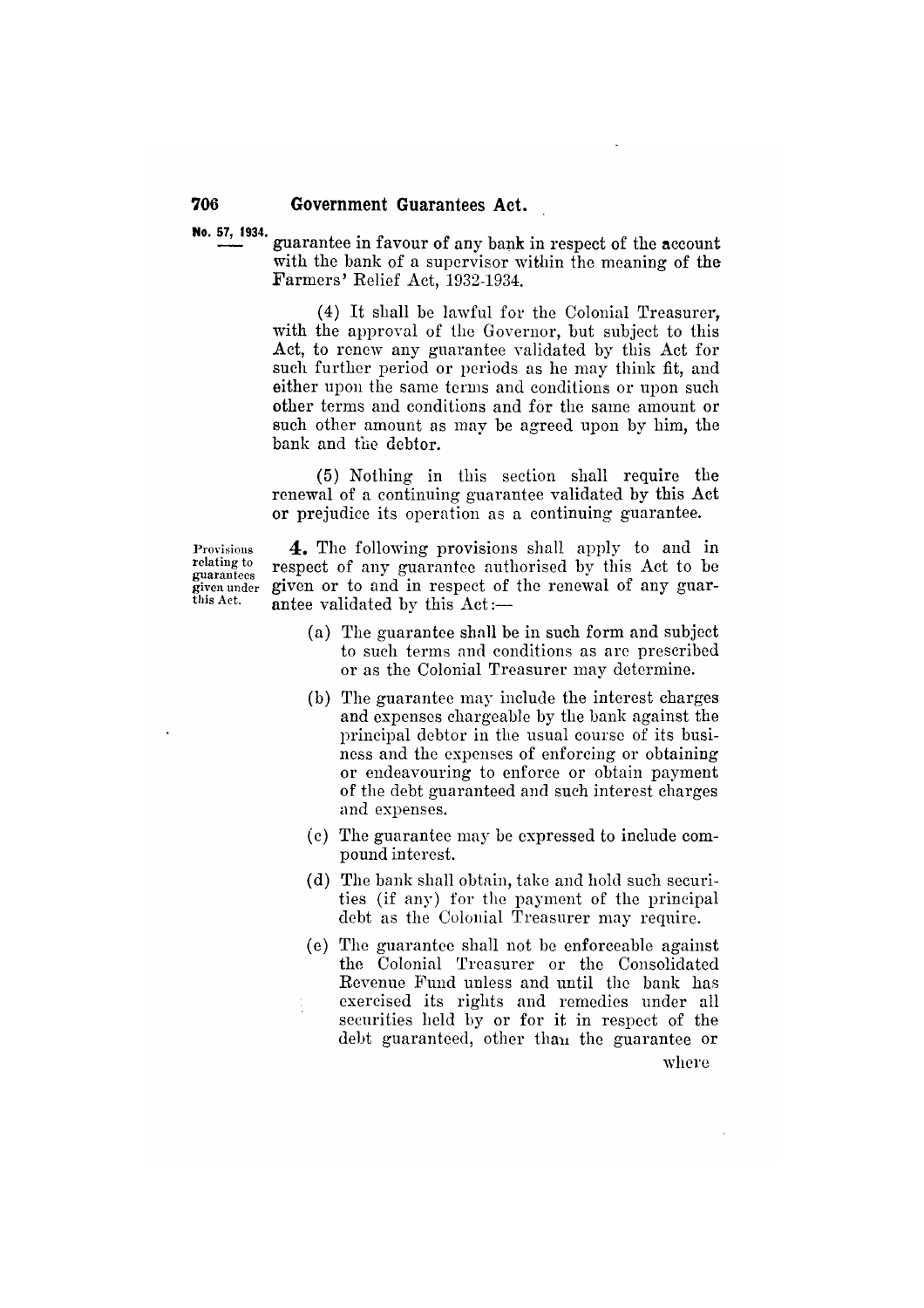guarantee in favour of any bank in respect of the account with the bank of a supervisor within the meaning of the Farmers' Relief Act, 1932-1934.

(4) It shall be lawful for the Colonial Treasurer, with the approval of the Governor, but subject to this Act, to renew any guarantee validated by this Act for such further period or periods as he may think fit, and either upon the same terms and conditions or upon such other terms and conditions and for the same amount or such other amount as may be agreed upon by him, the bank and the debtor.

(5) Nothing in this section shall require the renewal of a continuing guarantee validated by this Act or prejudice its operation as a continuing guarantee.

*Provisions relating to guarantees given under this Act.*

**4.** The following provisions shall apply to and in respect of any guarantee authorised by this Act to be given or to and in respect of the renewal of any guarantee validated by this Act:—

(a) The guarantee shall be in such form and subject to such terms and conditions as are prescribed or as the Colonial Treasurer may determine.

(b) The guarantee may include the interest charges and expenses chargeable by the bank against the principal debtor in the usual course of its business and the expenses of enforcing or obtaining or endeavouring to enforce or obtain payment of the debt guaranteed and such interest charges and expenses.

(c) The guarantee may be expressed to include compound interest.

(d) The bank shall obtain, take and hold such securities (if any) for the payment of the principal debt as the Colonial Treasurer may require.

(e) The guarantee shall not be enforceable against the Colonial Treasurer or the Consolidated Revenue Fund unless and until the bank has exercised its rights and remedies under all securities held by or for it in respect of the debt guaranteed, other than the guarantee or where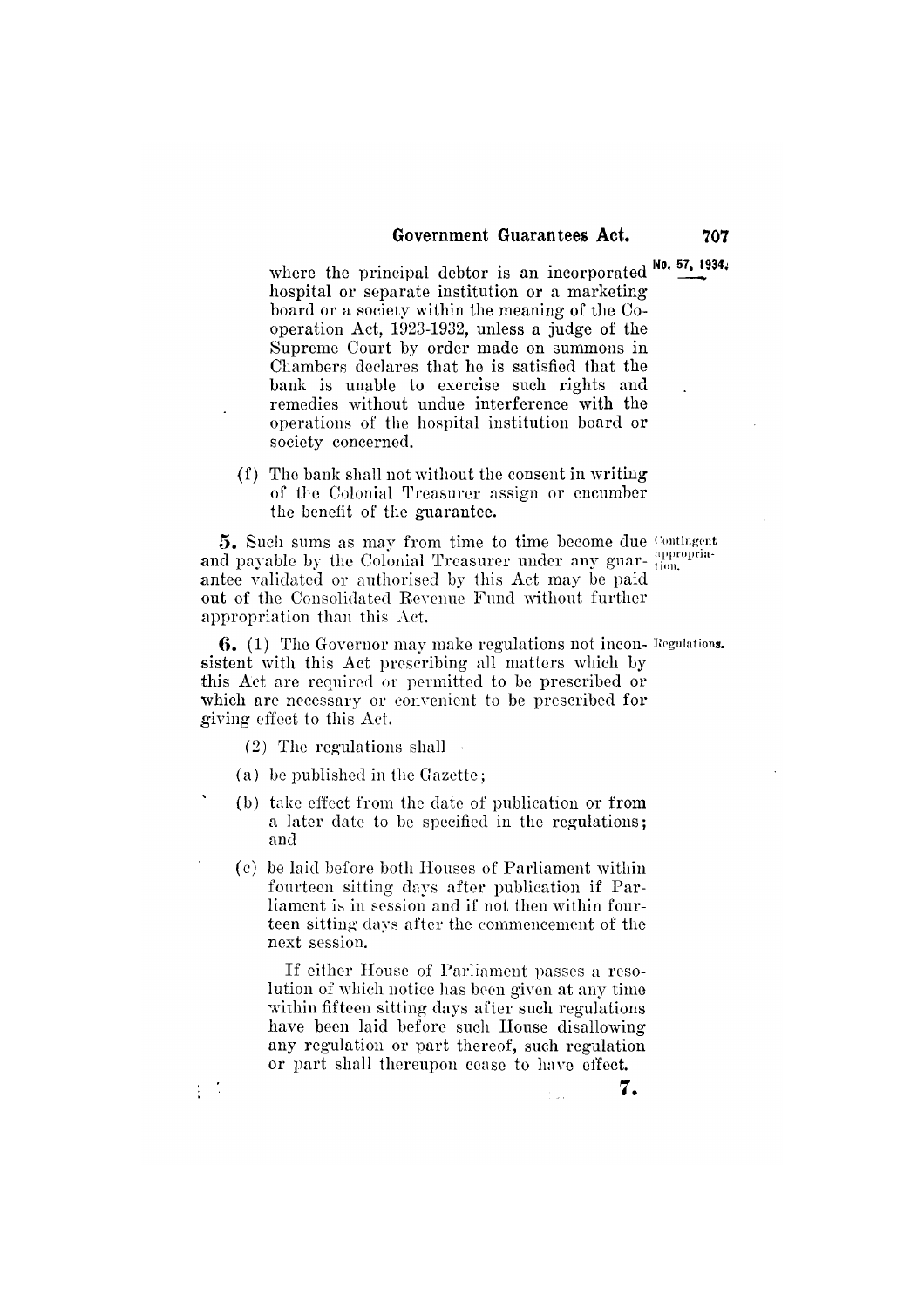where the principal debtor is an incorporated hospital or separate institution or a marketing board or a society within the meaning of the Co-operation Act, 1923-1932, unless a judge of the Supreme Court by order made on summons in Chambers declares that he is satisfied that the bank is unable to exercise such rights and remedies without undue interference with the operations of the hospital institution board or society concerned.

(f) The bank shall not without the consent in writing of the Colonial Treasurer assign or encumber the benefit of the guarantee.

**5.** Such sums as may from time to time become due and payable by the Colonial Treasurer under any guarantee validated or authorised by this Act may be paid out of the Consolidated Revenue Fund without further appropriation than this Act.

Contingent appropriation.

**6.** (1) The Governor may make regulations not inconsistent with this Act prescribing all matters which by this Act are required or permitted to be prescribed or which are necessary or convenient to be prescribed for giving effect to this Act.

Regulations.

(2) The regulations shall—

(a) be published in the Gazette;

(b) take effect from the date of publication or from a later date to be specified in the regulations; and

(c) be laid before both Houses of Parliament within fourteen sitting days after publication if Parliament is in session and if not then within fourteen sitting days after the commencement of the next session.

If either House of Parliament passes a resolution of which notice has been given at any time within fifteen sitting days after such regulations have been laid before such House disallowing any regulation or part thereof, such regulation or part shall thereupon cease to have effect.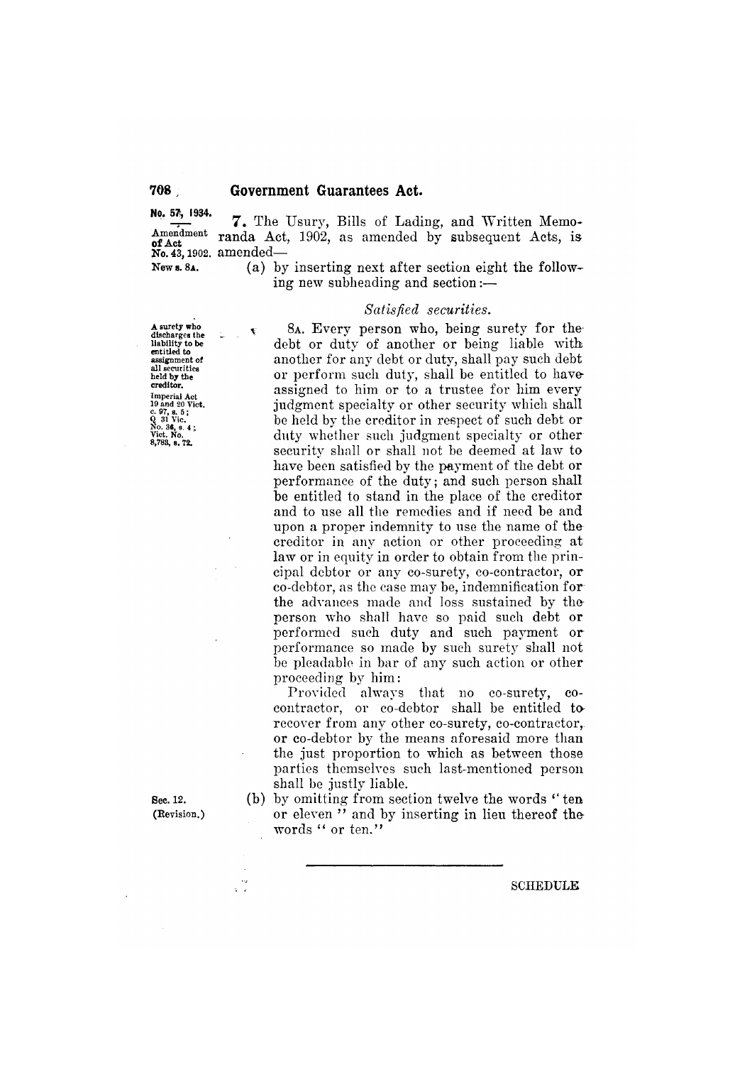No. 57, 1934.

Amendment of Act No. 43, 1902.

**7.** The Usury, Bills of Lading, and Written Memoranda Act, 1902, as amended by subsequent Acts, is amended—

New s. 8A.

(a) by inserting next after section eight the following new subheading and section:—

*Satisfied securities.*

A surety who discharges the liability to be entitled to assignment of all securities held by the creditor.

Imperial Act 19 and 20 Vict. c. 97, s. 5; Q. 31 Vic. No. 36, s. 4; Vict. No. 8,783, s. 72.

8A. Every person who, being surety for the debt or duty of another or being liable with another for any debt or duty, shall pay such debt or perform such duty, shall be entitled to have assigned to him or to a trustee for him every judgment specialty or other security which shall be held by the creditor in respect of such debt or duty whether such judgment specialty or other security shall or shall not be deemed at law to have been satisfied by the payment of the debt or performance of the duty; and such person shall be entitled to stand in the place of the creditor and to use all the remedies and if need be and upon a proper indemnity to use the name of the creditor in any action or other proceeding at law or in equity in order to obtain from the principal debtor or any co-surety, co-contractor, or co-debtor, as the case may be, indemnification for the advances made and loss sustained by the person who shall have so paid such debt or performed such duty and such payment or performance so made by such surety shall not be pleadable in bar of any such action or other proceeding by him:

Provided always that no co-surety, co-contractor, or co-debtor shall be entitled to recover from any other co-surety, co-contractor, or co-debtor by the means aforesaid more than the just proportion to which as between those parties themselves such last-mentioned person shall be justly liable.

Sec. 12. (Revision.)

(b) by omitting from section twelve the words "ten or eleven" and by inserting in lieu thereof the words "or ten."

---

SCHEDULE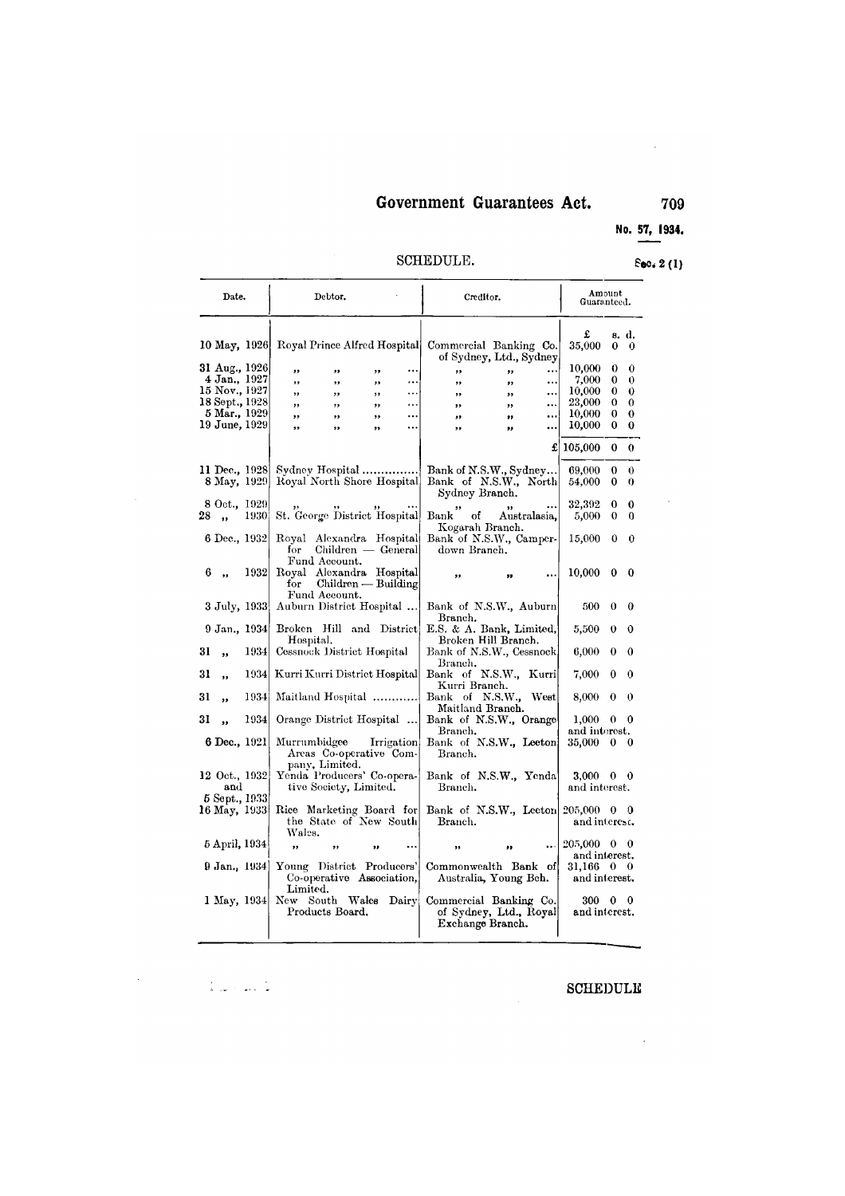No. 57, 1934.

## SCHEDULE.

Sec. 2 (1)

| Date. | Debtor. | Creditor. | Amount Guaranteed. |
|---|---|---|---|
| | | | £ s. d. |
| 10 May, 1926 | Royal Prince Alfred Hospital | Commercial Banking Co. of Sydney, Ltd., Sydney | 35,000 0 0 |
| 31 Aug., 1926 | " " " ... | " " ... | 10,000 0 0 |
| 4 Jan., 1927 | " " " ... | " " ... | 7,000 0 0 |
| 15 Nov., 1927 | " " " ... | " " ... | 10,000 0 0 |
| 18 Sept., 1928 | " " " ... | " " ... | 23,000 0 0 |
| 5 Mar., 1929 | " " " ... | " " ... | 10,000 0 0 |
| 19 June, 1929 | " " " ... | " " ... | 10,000 0 0 |
| | | £ | 105,000 0 0 |
| 11 Dec., 1928 | Sydney Hospital ............... | Bank of N.S.W., Sydney... | 69,000 0 0 |
| 8 May, 1929 | Royal North Shore Hospital | Bank of N.S.W., North Sydney Branch. | 54,000 0 0 |
| 8 Oct., 1929 | " " " ... | " " ... | 32,392 0 0 |
| 28 " 1930 | St. George District Hospital | Bank of Australasia, Kogarah Branch. | 5,000 0 0 |
| 6 Dec., 1932 | Royal Alexandra Hospital for Children — General Fund Account. | Bank of N.S.W., Camperdown Branch. | 15,000 0 0 |
| 6 " 1932 | Royal Alexandra Hospital for Children — Building Fund Account. | " " ... | 10,000 0 0 |
| 3 July, 1933 | Auburn District Hospital ... | Bank of N.S.W., Auburn Branch. | 500 0 0 |
| 9 Jan., 1934 | Broken Hill and District Hospital. | E.S. & A. Bank, Limited, Broken Hill Branch. | 5,500 0 0 |
| 31 " 1934 | Cessnock District Hospital | Bank of N.S.W., Cessnock Branch. | 6,000 0 0 |
| 31 " 1934 | Kurri Kurri District Hospital | Bank of N.S.W., Kurri Kurri Branch. | 7,000 0 0 |
| 31 " 1934 | Maitland Hospital ............ | Bank of N.S.W., West Maitland Branch. | 8,000 0 0 |
| 31 " 1934 | Orange District Hospital ... | Bank of N.S.W., Orange Branch. | 1,000 0 0 and interest. |
| 6 Dec., 1921 | Murrumbidgee Irrigation Areas Co-operative Company, Limited. | Bank of N.S.W., Leeton Branch. | 35,000 0 0 |
| 12 Oct., 1932 and 5 Sept., 1933 | Yenda Producers' Co-operative Society, Limited. | Bank of N.S.W., Yenda Branch. | 3,000 0 0 and interest. |
| 16 May, 1933 | Rice Marketing Board for the State of New South Wales. | Bank of N.S.W., Leeton Branch. | 205,000 0 0 and interest. |
| 5 April, 1934 | " " " ... | " " ... | 205,000 0 0 and interest. |
| 9 Jan., 1934 | Young District Producers' Co-operative Association, Limited. | Commonwealth Bank of Australia, Young Bch. | 31,166 0 0 and interest. |
| 1 May, 1934 | New South Wales Dairy Products Board. | Commercial Banking Co. of Sydney, Ltd., Royal Exchange Branch. | 300 0 0 and interest. |

SCHEDULE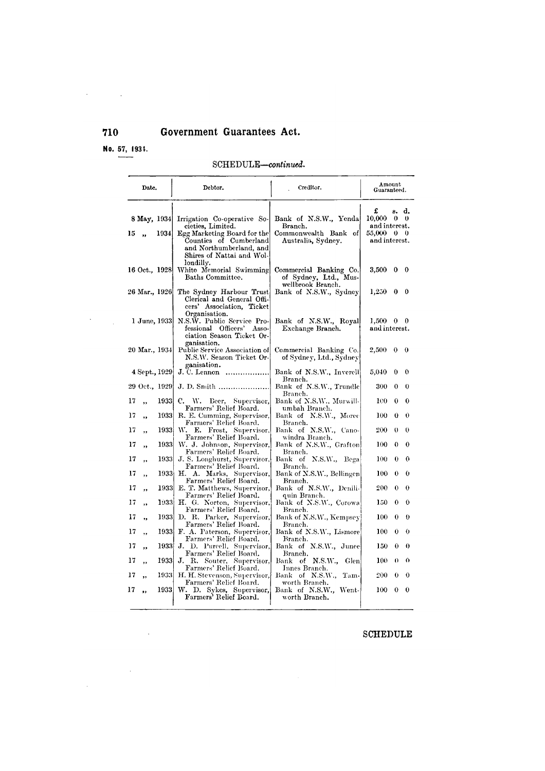**No. 57, 1934.**

SCHEDULE—*continued.*

| Date. | Debtor. | Creditor. | Amount Guaranteed. |
|---|---|---|---|
| | | | £ s. d. |
| 8 May, 1934 | Irrigation Co-operative Societies, Limited. | Bank of N.S.W., Yenda Branch. | 10,000 0 0 and interest. |
| 15 „ 1934 | Egg Marketing Board for the Counties of Cumberland and Northumberland, and Shires of Nattai and Wollondilly. | Commonwealth Bank of Australia, Sydney. | 55,000 0 0 and interest. |
| 16 Oct., 1928 | White Memorial Swimming Baths Committee. | Commercial Banking Co. of Sydney, Ltd., Muswellbrook Branch. | 3,500 0 0 |
| 26 Mar., 1926 | The Sydney Harbour Trust Clerical and General Officers' Association, Ticket Organisation. | Bank of N.S.W., Sydney | 1,250 0 0 |
| 1 June, 1933 | N.S.W. Public Service Professional Officers' Association Season Ticket Organisation. | Bank of N.S.W., Royal Exchange Branch. | 1,500 0 0 and interest. |
| 20 Mar., 1934 | Public Service Association of N.S.W. Season Ticket Organisation. | Commercial Banking Co. of Sydney, Ltd., Sydney | 2,500 0 0 |
| 4 Sept., 1929 | J. C. Lennon .................. | Bank of N.S.W., Inverell Branch. | 5,040 0 0 |
| 29 Oct., 1929 | J. D. Smith .................... | Bank of N.S.W., Trundle Branch. | 300 0 0 |
| 17 „ 1933 | C. W. Beer, Supervisor, Farmers' Relief Board. | Bank of N.S.W., Murwillumbah Branch. | 100 0 0 |
| 17 „ 1933 | R. E. Cumming, Supervisor, Farmers' Relief Board. | Bank of N.S.W., Moree Branch. | 100 0 0 |
| 17 „ 1933 | W. E. Frost, Supervisor, Farmers' Relief Board. | Bank of N.S.W., Canowindra Branch. | 200 0 0 |
| 17 „ 1933 | W. J. Johnson, Supervisor, Farmers' Relief Board. | Bank of N.S.W., Grafton Branch. | 100 0 0 |
| 17 „ 1933 | J. S. Longhurst, Supervisor, Farmers' Relief Board. | Bank of N.S.W., Bega Branch. | 100 0 0 |
| 17 „ 1933 | H. A. Marks, Supervisor, Farmers' Relief Board. | Bank of N.S.W., Bellingen Branch. | 100 0 0 |
| 17 „ 1933 | E. T. Matthews, Supervisor, Farmers' Relief Board. | Bank of N.S.W., Deniliquin Branch. | 200 0 0 |
| 17 „ 1933 | H. G. Norton, Supervisor, Farmers' Relief Board. | Bank of N.S.W., Corowa Branch. | 150 0 0 |
| 17 „ 1933 | D. R. Parker, Supervisor, Farmers' Relief Board. | Bank of N.S.W., Kempsey Branch. | 100 0 0 |
| 17 „ 1933 | F. A. Paterson, Supervisor, Farmers' Relief Board. | Bank of N.S.W., Lismore Branch. | 100 0 0 |
| 17 „ 1933 | J. D. Purcell, Supervisor, Farmers' Relief Board. | Bank of N.S.W., Junee Branch. | 150 0 0 |
| 17 „ 1933 | J. R. Souter, Supervisor, Farmers' Relief Board. | Bank of N.S.W., Glen Innes Branch. | 100 0 0 |
| 17 „ 1933 | H. H. Stevenson, Supervisor, Farmers' Relief Board. | Bank of N.S.W., Tamworth Branch. | 200 0 0 |
| 17 „ 1933 | W. D. Sykes, Supervisor, Farmers' Relief Board. | Bank of N.S.W., Wentworth Branch. | 100 0 0 |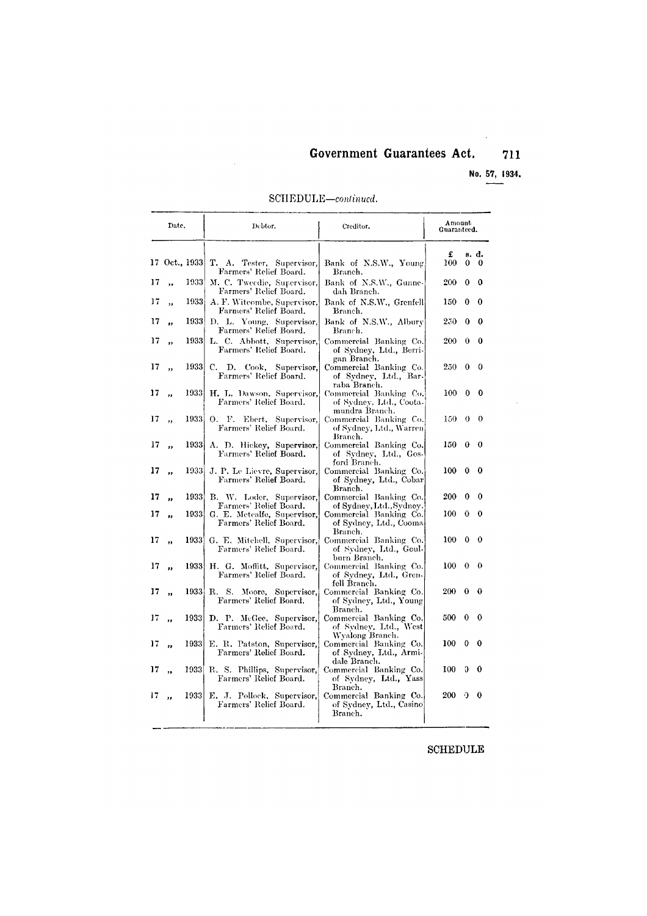SCHEDULE—*continued.*

| Date. | Debtor. | Creditor. | Amount Guaranteed. |
|---|---|---|---|
| | | | £ s. d. |
| 17 Oct., 1933 | T. A. Tester, Supervisor, Farmers' Relief Board. | Bank of N.S.W., Young Branch. | 100 0 0 |
| 17 „ 1933 | M. C. Tweedie, Supervisor, Farmers' Relief Board. | Bank of N.S.W., Gunnedah Branch. | 200 0 0 |
| 17 „ 1933 | A. F. Witcombe, Supervisor, Farmers' Relief Board. | Bank of N.S.W., Grenfell Branch. | 150 0 0 |
| 17 „ 1933 | D. L. Young, Supervisor, Farmers' Relief Board. | Bank of N.S.W., Albury Branch. | 250 0 0 |
| 17 „ 1933 | L. C. Abbott, Supervisor, Farmers' Relief Board. | Commercial Banking Co. of Sydney, Ltd., Berrigan Branch. | 200 0 0 |
| 17 „ 1933 | C. D. Cook, Supervisor, Farmers' Relief Board. | Commercial Banking Co. of Sydney, Ltd., Barraba Branch. | 250 0 0 |
| 17 „ 1933 | H. L. Dawson, Supervisor, Farmers' Relief Board. | Commercial Banking Co. of Sydney, Ltd., Cootamundra Branch. | 100 0 0 |
| 17 „ 1933 | O. F. Ebert, Supervisor, Farmers' Relief Board. | Commercial Banking Co. of Sydney, Ltd., Warren Branch. | 150 0 0 |
| 17 „ 1933 | A. D. Hickey, Supervisor, Farmers' Relief Board. | Commercial Banking Co. of Sydney, Ltd., Gosford Branch. | 150 0 0 |
| 17 „ 1933 | J. P. Le Lievre, Supervisor, Farmers' Relief Board. | Commercial Banking Co. of Sydney, Ltd., Cobar Branch. | 100 0 0 |
| 17 „ 1933 | B. W. Loder, Supervisor, Farmers' Relief Board. | Commercial Banking Co. of Sydney, Ltd., Sydney. | 200 0 0 |
| 17 „ 1933 | G. E. Metcalfe, Supervisor, Farmers' Relief Board. | Commercial Banking Co. of Sydney, Ltd., Cooma Branch. | 100 0 0 |
| 17 „ 1933 | G. E. Mitchell, Supervisor, Farmers' Relief Board. | Commercial Banking Co. of Sydney, Ltd., Goulburn Branch. | 100 0 0 |
| 17 „ 1933 | H. G. Moffitt, Supervisor, Farmers' Relief Board. | Commercial Banking Co. of Sydney, Ltd., Grenfell Branch. | 100 0 0 |
| 17 „ 1933 | R. S. Moore, Supervisor, Farmers' Relief Board. | Commercial Banking Co. of Sydney, Ltd., Young Branch. | 200 0 0 |
| 17 „ 1933 | D. P. McGee, Supervisor, Farmers' Relief Board. | Commercial Banking Co. of Sydney, Ltd., West Wyalong Branch. | 500 0 0 |
| 17 „ 1933 | E. R. Patston, Supervisor, Farmers' Relief Board. | Commercial Banking Co. of Sydney, Ltd., Armidale Branch. | 100 0 0 |
| 17 „ 1933 | R. S. Phillips, Supervisor, Farmers' Relief Board. | Commercial Banking Co. of Sydney, Ltd., Yass Branch. | 100 0 0 |
| 17 „ 1933 | E. J. Pollock, Supervisor, Farmers' Relief Board. | Commercial Banking Co. of Sydney, Ltd., Casino Branch. | 200 0 0 |

SCHEDULE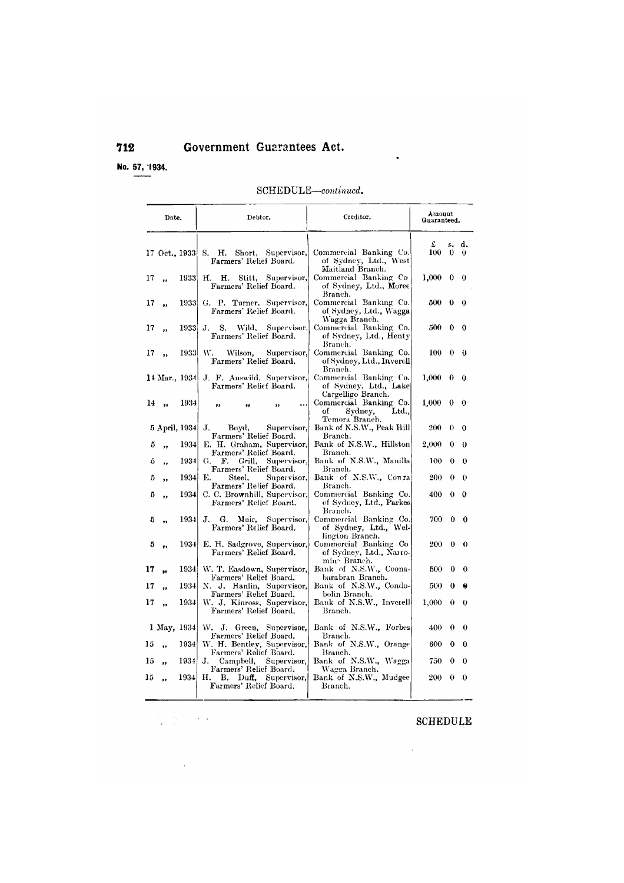No. 57, 1934.

SCHEDULE—*continued*.

| Date. | Debtor. | Creditor. | Amount Guaranteed. | | |
|---|---|---|---|---|---|
| | | | £ | s. | d. |
| 17 Oct., 1933 | S. H. Short, Supervisor, Farmers' Relief Board. | Commercial Banking Co. of Sydney, Ltd., West Maitland Branch. | 100 | 0 | 0 |
| 17 ,, 1933 | H. H. Stitt, Supervisor, Farmers' Relief Board. | Commercial Banking Co of Sydney, Ltd., Moree Branch. | 1,000 | 0 | 0 |
| 17 ,, 1933 | G. P. Turner, Supervisor, Farmers' Relief Board. | Commercial Banking Co. of Sydney, Ltd., Wagga Wagga Branch. | 500 | 0 | 0 |
| 17 ,, 1933 | J. S. Wild, Supervisor, Farmers' Relief Board. | Commercial Banking Co. of Sydney, Ltd., Henty Branch. | 500 | 0 | 0 |
| 17 ,, 1933 | W. Wilson, Supervisor, Farmers' Relief Board. | Commercial Banking Co. of Sydney, Ltd., Inverell Branch. | 100 | 0 | 0 |
| 14 Mar., 1934 | J. F. Auswild, Supervisor, Farmers' Relief Board. | Commercial Banking Co. of Sydney, Ltd., Lake Cargelligo Branch. | 1,000 | 0 | 0 |
| 14 ,, 1934 | ,, ,, ,, ... | Commercial Banking Co. of Sydney, Ltd., Temora Branch. | 1,000 | 0 | 0 |
| 5 April, 1934 | J. Boyd, Supervisor, Farmers' Relief Board. | Bank of N.S.W., Peak Hill Branch. | 200 | 0 | 0 |
| 5 ,, 1934 | E. H. Graham, Supervisor, Farmers' Relief Board. | Bank of N.S.W., Hillston Branch. | 2,000 | 0 | 0 |
| 5 ,, 1934 | G. F. Grill, Supervisor, Farmers' Relief Board. | Bank of N.S.W., Manilla Branch. | 100 | 0 | 0 |
| 5 ,, 1934 | E. Steel, Supervisor, Farmers' Relief Board. | Bank of N.S.W., Cowra Branch. | 200 | 0 | 0 |
| 5 ,, 1934 | C. C. Brownhill, Supervisor, Farmers' Relief Board. | Commercial Banking Co. of Sydney, Ltd., Parkes Branch. | 400 | 0 | 0 |
| 5 ,, 1934 | J. G. Muir, Supervisor, Farmers' Relief Board. | Commercial Banking Co. of Sydney, Ltd., Wellington Branch. | 700 | 0 | 0 |
| 5 ,, 1934 | E. H. Sadgrove, Supervisor, Farmers' Relief Board. | Commercial Banking Co of Sydney, Ltd., Narromine Branch. | 200 | 0 | 0 |
| 17 ,, 1934 | W. T. Easdown, Supervisor, Farmers' Relief Board. | Bank of N.S.W., Coonabarabran Branch. | 500 | 0 | 0 |
| 17 ,, 1934 | N. J. Hanlin, Supervisor, Farmers' Relief Board. | Bank of N.S.W., Condobolin Branch. | 500 | 0 | 0 |
| 17 ,, 1934 | W. J. Kinross, Supervisor, Farmers' Relief Board. | Bank of N.S.W., Inverell Branch. | 1,000 | 0 | 0 |
| 1 May, 1934 | W. J. Green, Supervisor, Farmers' Relief Board. | Bank of N.S.W., Forbes Branch. | 400 | 0 | 0 |
| 15 ,, 1934 | W. H. Bentley, Supervisor, Farmers' Relief Board. | Bank of N.S.W., Orange Branch. | 600 | 0 | 0 |
| 15 ,, 1934 | J. Campbell, Supervisor, Farmers' Relief Board. | Bank of N.S.W., Wagga Wagga Branch. | 750 | 0 | 0 |
| 15 ,, 1934 | H. B. Duff, Supervisor, Farmers' Relief Board. | Bank of N.S.W., Mudgee Branch. | 200 | 0 | 0 |

SCHEDULE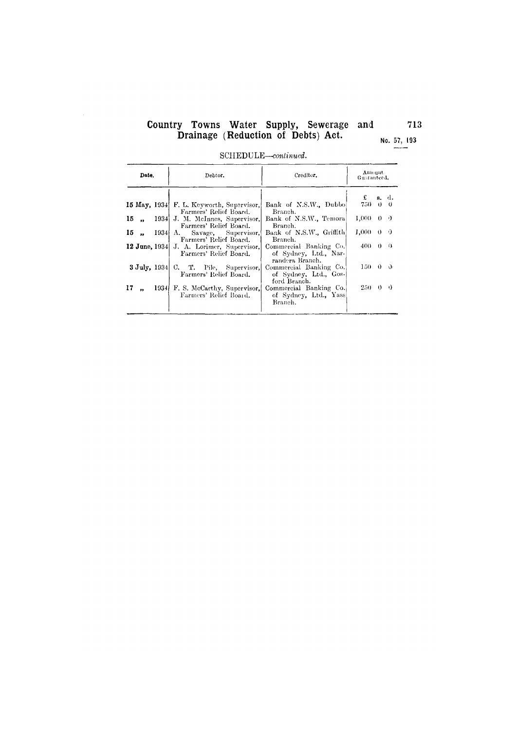SCHEDULE—*continued*.

| Date. | Debtor. | Creditor. | Amount Guaranteed. |
|---|---|---|---|
| | | | £ s. d. |
| **15 May**, 1934 | F. L. Keyworth, Supervisor, Farmers' Relief Board. | Bank of N.S.W., Dubbo Branch. | 750 0 0 |
| **15 „** 1934 | J. M. McInnes, Supervisor, Farmers' Relief Board. | Bank of N.S.W., Temora Branch. | 1,000 0 0 |
| **15 „** 1934 | A. Savage, Supervisor, Farmers' Relief Board. | Bank of N.S.W., Griffith Branch. | 1,000 0 0 |
| **12 June**, 1934 | J. A. Lorimer, Supervisor, Farmers' Relief Board. | Commercial Banking Co. of Sydney, Ltd., Narrandera Branch. | 400 0 0 |
| **3 July**, 1934 | C. T. Pile, Supervisor, Farmers' Relief Board. | Commercial Banking Co. of Sydney, Ltd., Gosford Branch. | 150 0 0 |
| **17 „** 1934 | F. S. McCarthy, Supervisor, Farmers' Relief Board. | Commercial Banking Co. of Sydney, Ltd., Yass Branch. | 250 0 0 |